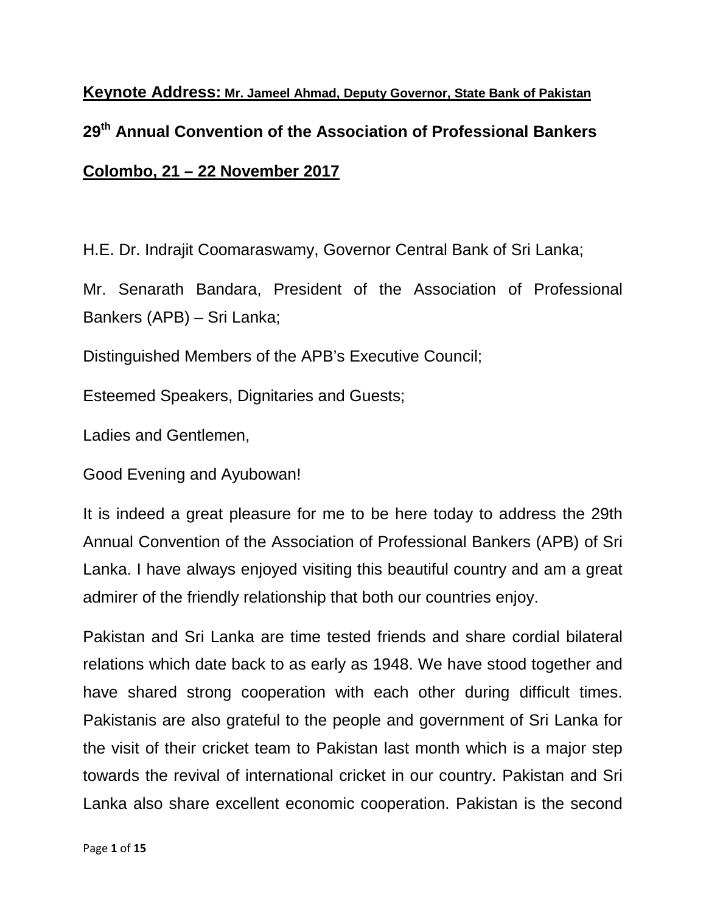**Keynote Address: Mr. Jameel Ahmad, Deputy Governor, State Bank of Pakistan**

**29th Annual Convention of the Association of Professional Bankers**

**Colombo, 21 – 22 November 2017**

H.E. Dr. Indrajit Coomaraswamy, Governor Central Bank of Sri Lanka;

Mr. Senarath Bandara, President of the Association of Professional Bankers (APB) – Sri Lanka;

Distinguished Members of the APB's Executive Council;

Esteemed Speakers, Dignitaries and Guests;

Ladies and Gentlemen,

Good Evening and Ayubowan!

It is indeed a great pleasure for me to be here today to address the 29th Annual Convention of the Association of Professional Bankers (APB) of Sri Lanka. I have always enjoyed visiting this beautiful country and am a great admirer of the friendly relationship that both our countries enjoy.

Pakistan and Sri Lanka are time tested friends and share cordial bilateral relations which date back to as early as 1948. We have stood together and have shared strong cooperation with each other during difficult times. Pakistanis are also grateful to the people and government of Sri Lanka for the visit of their cricket team to Pakistan last month which is a major step towards the revival of international cricket in our country. Pakistan and Sri Lanka also share excellent economic cooperation. Pakistan is the second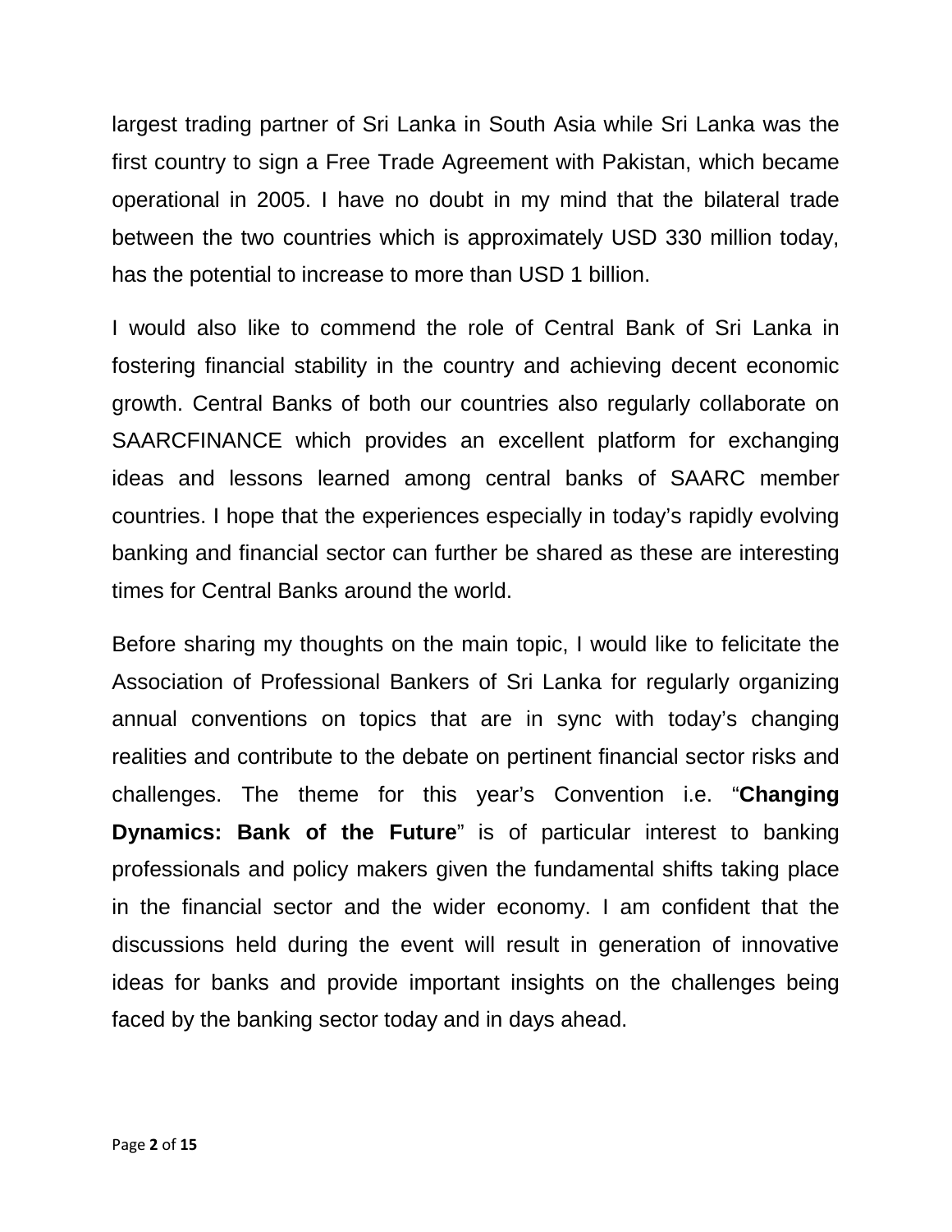largest trading partner of Sri Lanka in South Asia while Sri Lanka was the first country to sign a Free Trade Agreement with Pakistan, which became operational in 2005. I have no doubt in my mind that the bilateral trade between the two countries which is approximately USD 330 million today, has the potential to increase to more than USD 1 billion.

I would also like to commend the role of Central Bank of Sri Lanka in fostering financial stability in the country and achieving decent economic growth. Central Banks of both our countries also regularly collaborate on SAARCFINANCE which provides an excellent platform for exchanging ideas and lessons learned among central banks of SAARC member countries. I hope that the experiences especially in today's rapidly evolving banking and financial sector can further be shared as these are interesting times for Central Banks around the world.

Before sharing my thoughts on the main topic, I would like to felicitate the Association of Professional Bankers of Sri Lanka for regularly organizing annual conventions on topics that are in sync with today's changing realities and contribute to the debate on pertinent financial sector risks and challenges. The theme for this year's Convention i.e. "**Changing Dynamics: Bank of the Future**" is of particular interest to banking professionals and policy makers given the fundamental shifts taking place in the financial sector and the wider economy. I am confident that the discussions held during the event will result in generation of innovative ideas for banks and provide important insights on the challenges being faced by the banking sector today and in days ahead.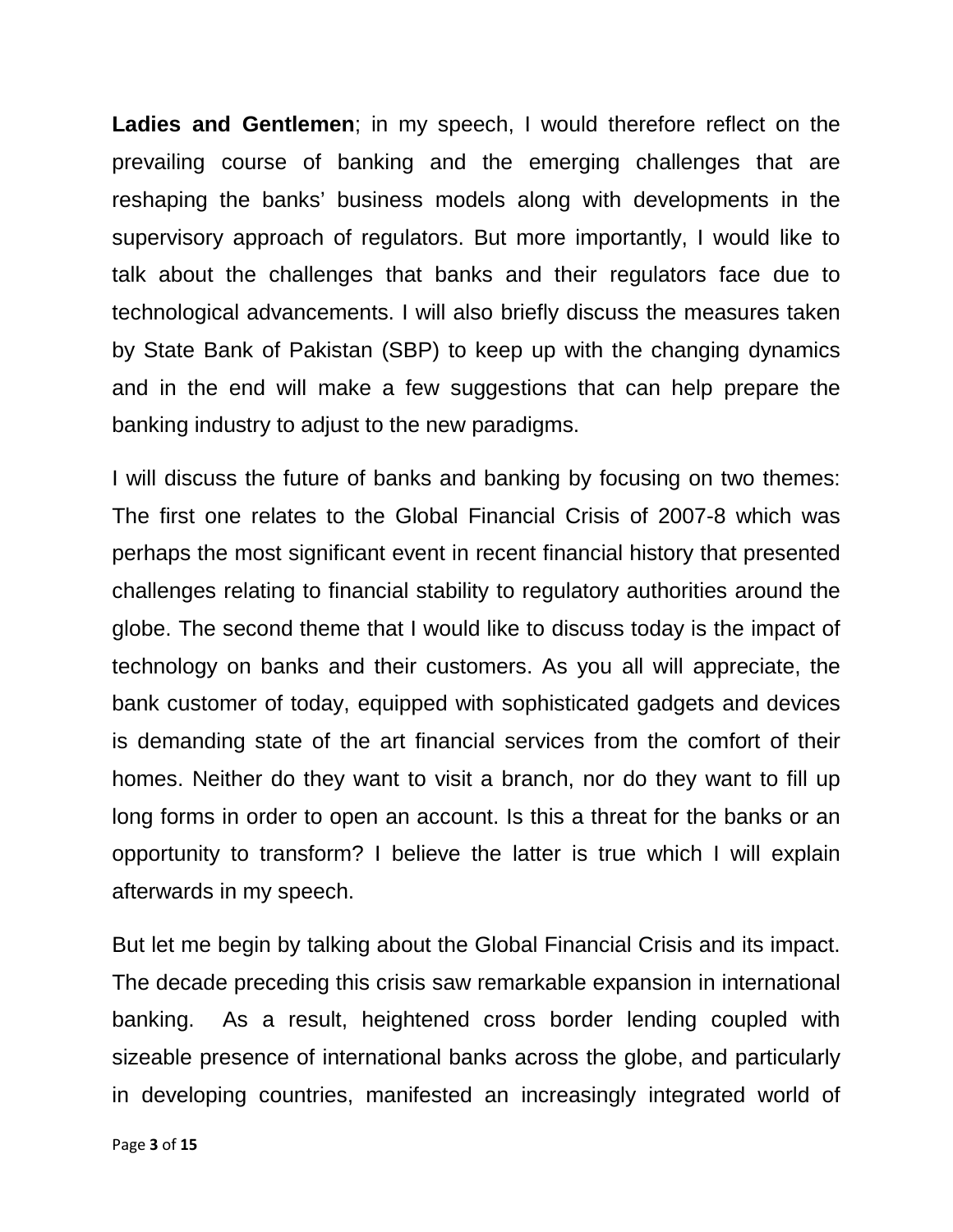**Ladies and Gentlemen**; in my speech, I would therefore reflect on the prevailing course of banking and the emerging challenges that are reshaping the banks' business models along with developments in the supervisory approach of regulators. But more importantly, I would like to talk about the challenges that banks and their regulators face due to technological advancements. I will also briefly discuss the measures taken by State Bank of Pakistan (SBP) to keep up with the changing dynamics and in the end will make a few suggestions that can help prepare the banking industry to adjust to the new paradigms.

I will discuss the future of banks and banking by focusing on two themes: The first one relates to the Global Financial Crisis of 2007-8 which was perhaps the most significant event in recent financial history that presented challenges relating to financial stability to regulatory authorities around the globe. The second theme that I would like to discuss today is the impact of technology on banks and their customers. As you all will appreciate, the bank customer of today, equipped with sophisticated gadgets and devices is demanding state of the art financial services from the comfort of their homes. Neither do they want to visit a branch, nor do they want to fill up long forms in order to open an account. Is this a threat for the banks or an opportunity to transform? I believe the latter is true which I will explain afterwards in my speech.

But let me begin by talking about the Global Financial Crisis and its impact. The decade preceding this crisis saw remarkable expansion in international banking. As a result, heightened cross border lending coupled with sizeable presence of international banks across the globe, and particularly in developing countries, manifested an increasingly integrated world of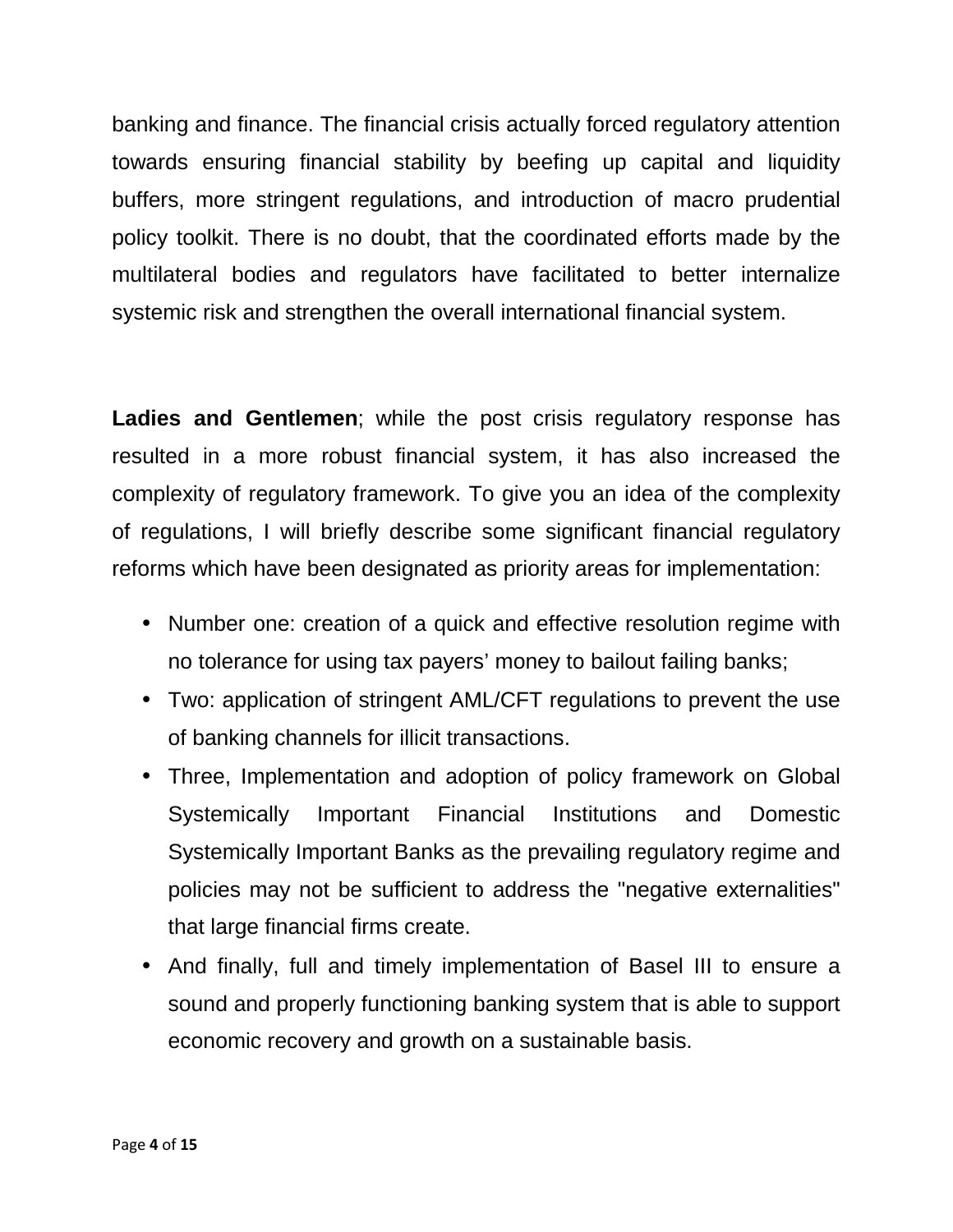banking and finance. The financial crisis actually forced regulatory attention towards ensuring financial stability by beefing up capital and liquidity buffers, more stringent regulations, and introduction of macro prudential policy toolkit. There is no doubt, that the coordinated efforts made by the multilateral bodies and regulators have facilitated to better internalize systemic risk and strengthen the overall international financial system.

**Ladies and Gentlemen**; while the post crisis regulatory response has resulted in a more robust financial system, it has also increased the complexity of regulatory framework. To give you an idea of the complexity of regulations, I will briefly describe some significant financial regulatory reforms which have been designated as priority areas for implementation:

- Number one: creation of a quick and effective resolution regime with no tolerance for using tax payers' money to bailout failing banks;
- Two: application of stringent AML/CFT regulations to prevent the use of banking channels for illicit transactions.
- Three, Implementation and adoption of policy framework on Global Systemically Important Financial Institutions and Domestic Systemically Important Banks as the prevailing regulatory regime and policies may not be sufficient to address the "negative externalities" that large financial firms create.
- And finally, full and timely implementation of Basel III to ensure a sound and properly functioning banking system that is able to support economic recovery and growth on a sustainable basis.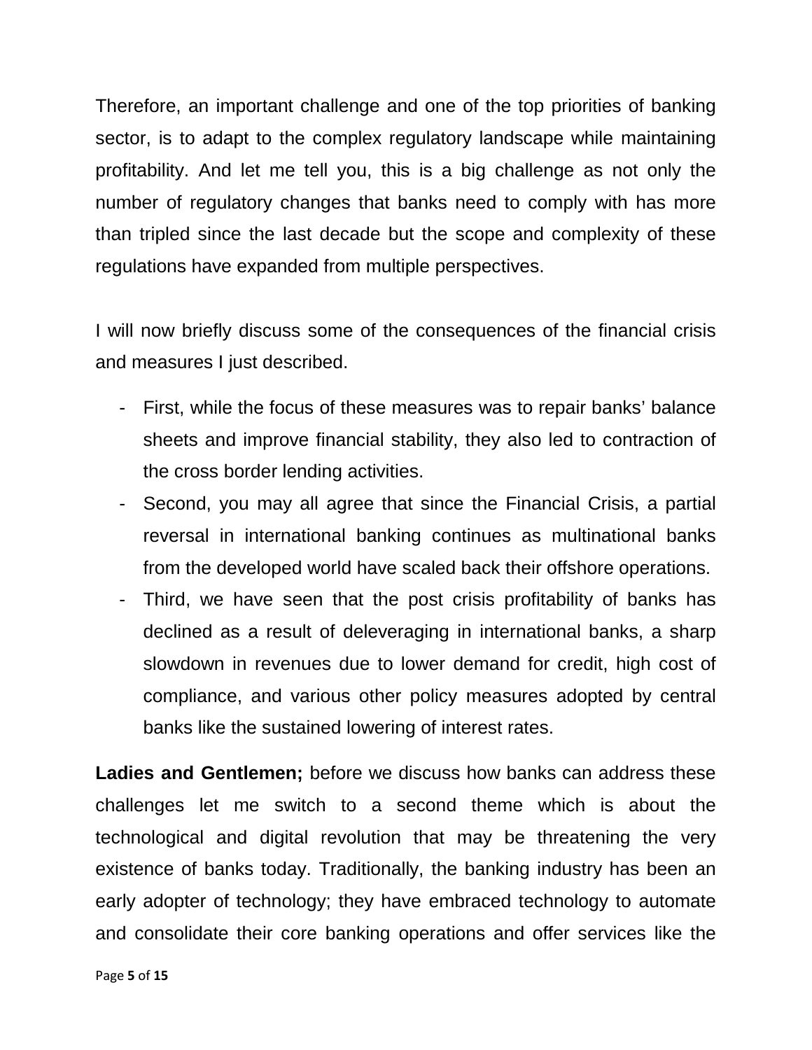Therefore, an important challenge and one of the top priorities of banking sector, is to adapt to the complex regulatory landscape while maintaining profitability. And let me tell you, this is a big challenge as not only the number of regulatory changes that banks need to comply with has more than tripled since the last decade but the scope and complexity of these regulations have expanded from multiple perspectives.

I will now briefly discuss some of the consequences of the financial crisis and measures I just described.

- First, while the focus of these measures was to repair banks' balance sheets and improve financial stability, they also led to contraction of the cross border lending activities.
- Second, you may all agree that since the Financial Crisis, a partial reversal in international banking continues as multinational banks from the developed world have scaled back their offshore operations.
- Third, we have seen that the post crisis profitability of banks has declined as a result of deleveraging in international banks, a sharp slowdown in revenues due to lower demand for credit, high cost of compliance, and various other policy measures adopted by central banks like the sustained lowering of interest rates.

**Ladies and Gentlemen;** before we discuss how banks can address these challenges let me switch to a second theme which is about the technological and digital revolution that may be threatening the very existence of banks today. Traditionally, the banking industry has been an early adopter of technology; they have embraced technology to automate and consolidate their core banking operations and offer services like the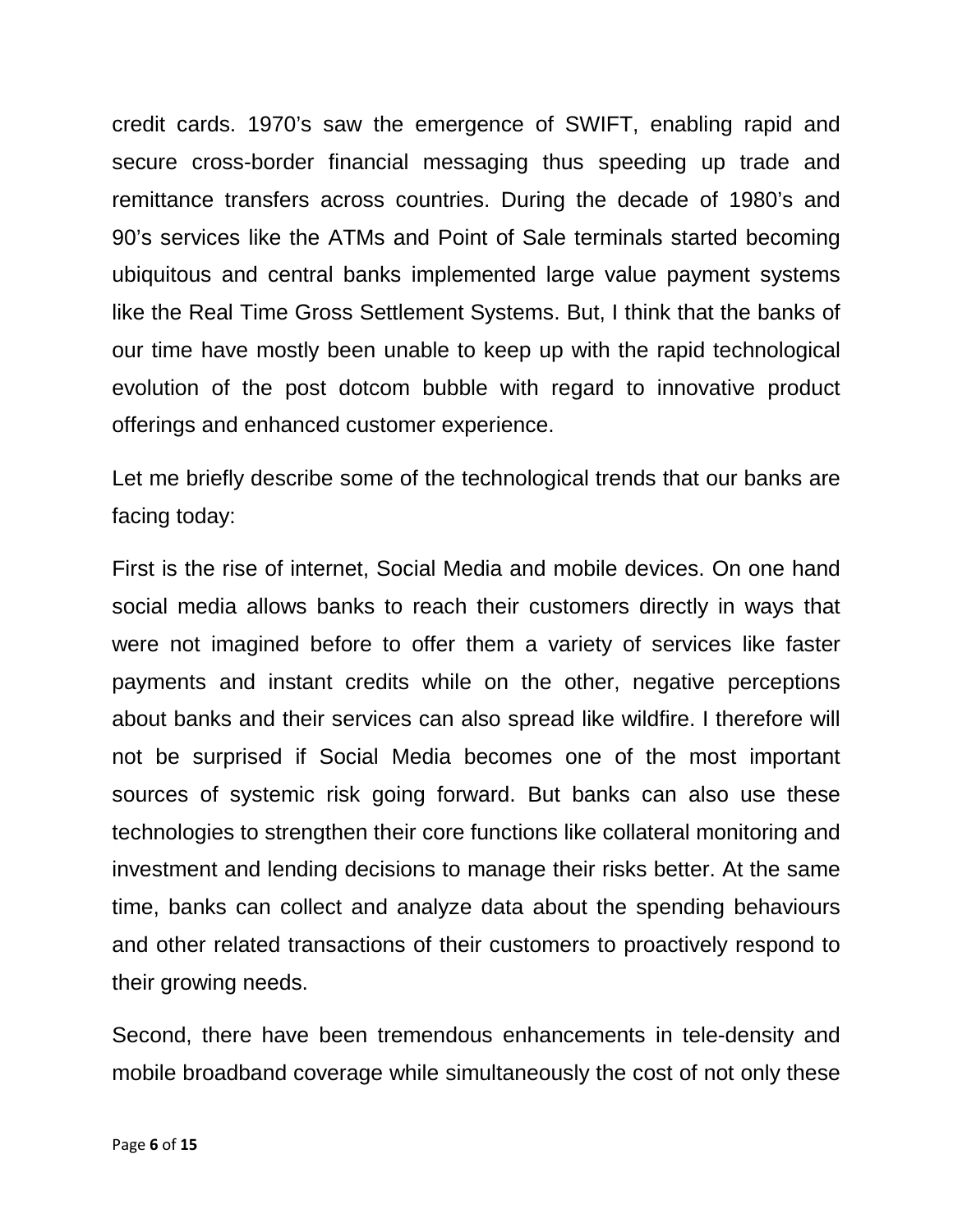credit cards. 1970's saw the emergence of SWIFT, enabling rapid and secure cross-border financial messaging thus speeding up trade and remittance transfers across countries. During the decade of 1980's and 90's services like the ATMs and Point of Sale terminals started becoming ubiquitous and central banks implemented large value payment systems like the Real Time Gross Settlement Systems. But, I think that the banks of our time have mostly been unable to keep up with the rapid technological evolution of the post dotcom bubble with regard to innovative product offerings and enhanced customer experience.

Let me briefly describe some of the technological trends that our banks are facing today:

First is the rise of internet, Social Media and mobile devices. On one hand social media allows banks to reach their customers directly in ways that were not imagined before to offer them a variety of services like faster payments and instant credits while on the other, negative perceptions about banks and their services can also spread like wildfire. I therefore will not be surprised if Social Media becomes one of the most important sources of systemic risk going forward. But banks can also use these technologies to strengthen their core functions like collateral monitoring and investment and lending decisions to manage their risks better. At the same time, banks can collect and analyze data about the spending behaviours and other related transactions of their customers to proactively respond to their growing needs.

Second, there have been tremendous enhancements in tele-density and mobile broadband coverage while simultaneously the cost of not only these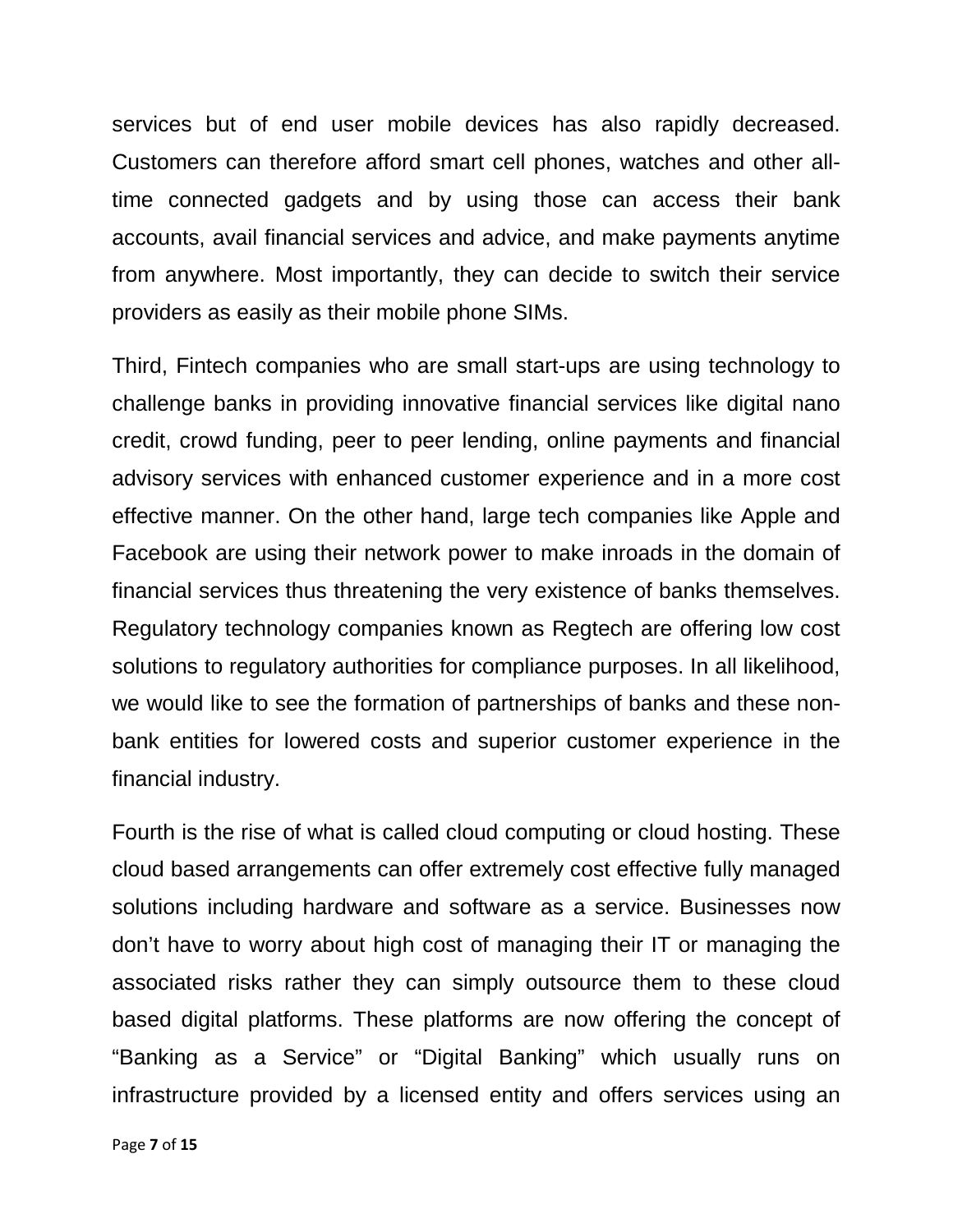services but of end user mobile devices has also rapidly decreased. Customers can therefore afford smart cell phones, watches and other all-time connected gadgets and by using those can access their bank accounts, avail financial services and advice, and make payments anytime from anywhere. Most importantly, they can decide to switch their service providers as easily as their mobile phone SIMs.

Third, Fintech companies who are small start-ups are using technology to challenge banks in providing innovative financial services like digital nano credit, crowd funding, peer to peer lending, online payments and financial advisory services with enhanced customer experience and in a more cost effective manner. On the other hand, large tech companies like Apple and Facebook are using their network power to make inroads in the domain of financial services thus threatening the very existence of banks themselves. Regulatory technology companies known as Regtech are offering low cost solutions to regulatory authorities for compliance purposes. In all likelihood, we would like to see the formation of partnerships of banks and these non-bank entities for lowered costs and superior customer experience in the financial industry.

Fourth is the rise of what is called cloud computing or cloud hosting. These cloud based arrangements can offer extremely cost effective fully managed solutions including hardware and software as a service. Businesses now don't have to worry about high cost of managing their IT or managing the associated risks rather they can simply outsource them to these cloud based digital platforms. These platforms are now offering the concept of "Banking as a Service" or "Digital Banking" which usually runs on infrastructure provided by a licensed entity and offers services using an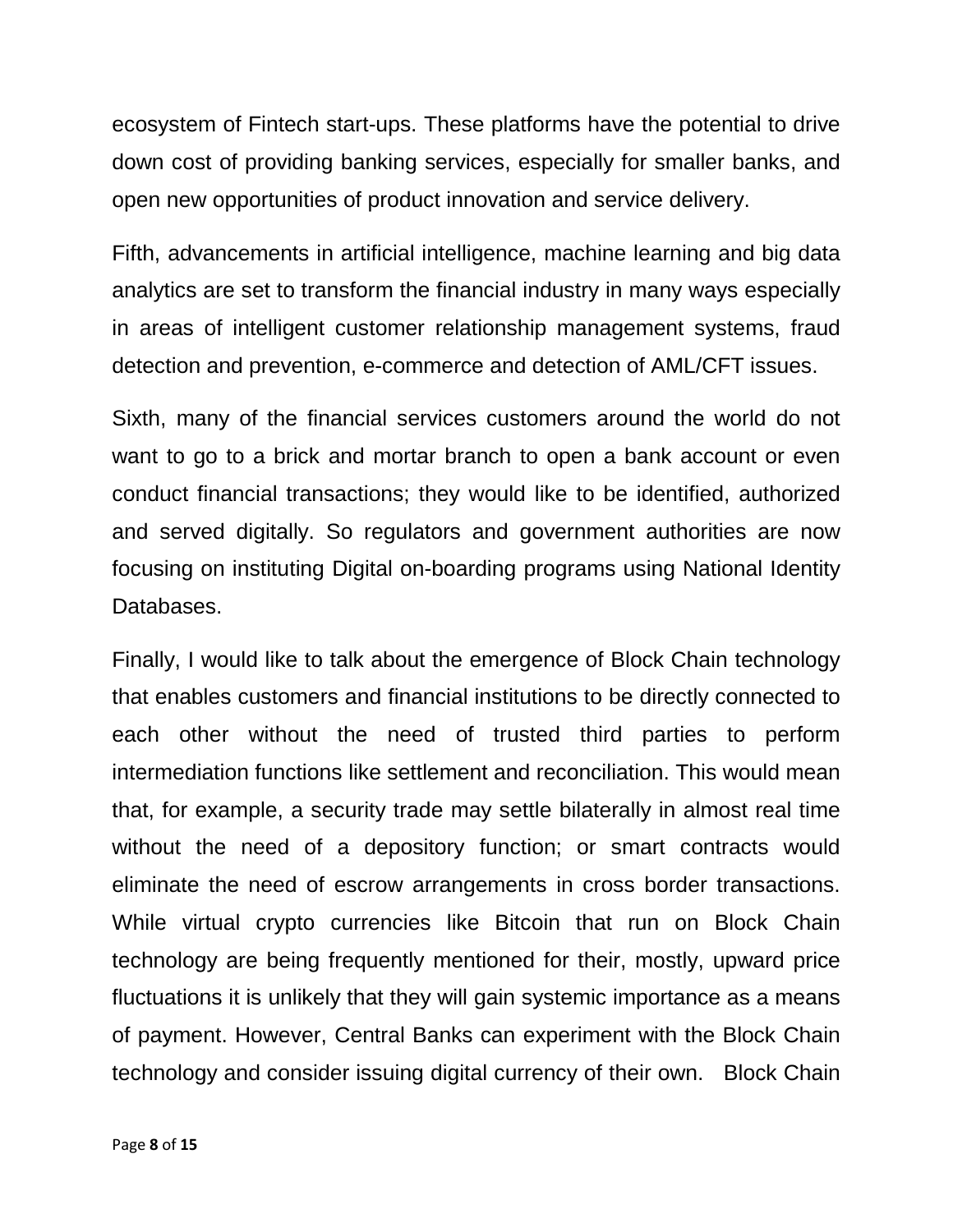ecosystem of Fintech start-ups. These platforms have the potential to drive down cost of providing banking services, especially for smaller banks, and open new opportunities of product innovation and service delivery.

Fifth, advancements in artificial intelligence, machine learning and big data analytics are set to transform the financial industry in many ways especially in areas of intelligent customer relationship management systems, fraud detection and prevention, e-commerce and detection of AML/CFT issues.

Sixth, many of the financial services customers around the world do not want to go to a brick and mortar branch to open a bank account or even conduct financial transactions; they would like to be identified, authorized and served digitally. So regulators and government authorities are now focusing on instituting Digital on-boarding programs using National Identity Databases.

Finally, I would like to talk about the emergence of Block Chain technology that enables customers and financial institutions to be directly connected to each other without the need of trusted third parties to perform intermediation functions like settlement and reconciliation. This would mean that, for example, a security trade may settle bilaterally in almost real time without the need of a depository function; or smart contracts would eliminate the need of escrow arrangements in cross border transactions. While virtual crypto currencies like Bitcoin that run on Block Chain technology are being frequently mentioned for their, mostly, upward price fluctuations it is unlikely that they will gain systemic importance as a means of payment. However, Central Banks can experiment with the Block Chain technology and consider issuing digital currency of their own. Block Chain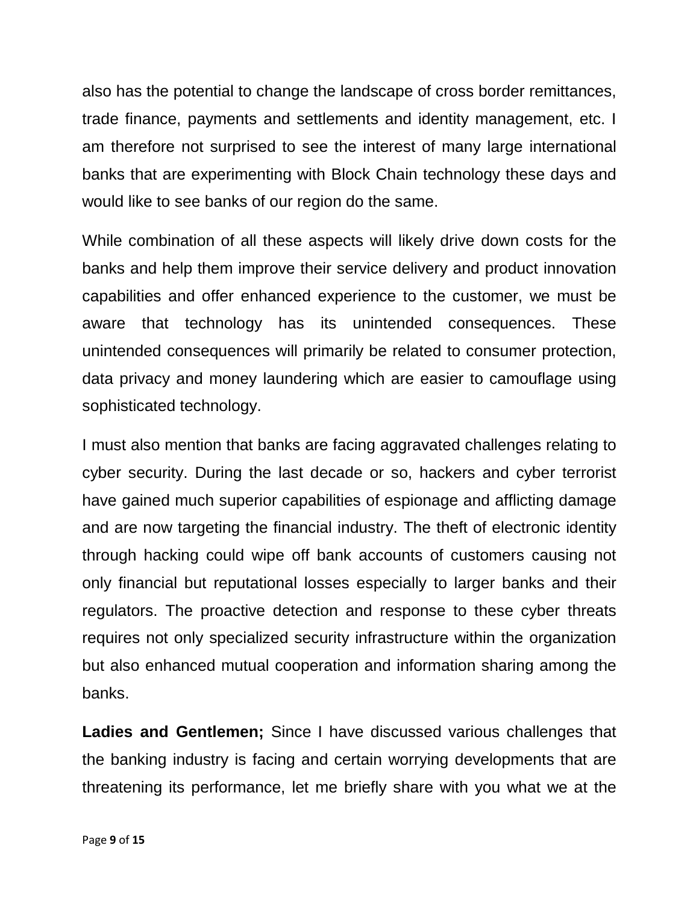also has the potential to change the landscape of cross border remittances, trade finance, payments and settlements and identity management, etc. I am therefore not surprised to see the interest of many large international banks that are experimenting with Block Chain technology these days and would like to see banks of our region do the same.

While combination of all these aspects will likely drive down costs for the banks and help them improve their service delivery and product innovation capabilities and offer enhanced experience to the customer, we must be aware that technology has its unintended consequences. These unintended consequences will primarily be related to consumer protection, data privacy and money laundering which are easier to camouflage using sophisticated technology.

I must also mention that banks are facing aggravated challenges relating to cyber security. During the last decade or so, hackers and cyber terrorist have gained much superior capabilities of espionage and afflicting damage and are now targeting the financial industry. The theft of electronic identity through hacking could wipe off bank accounts of customers causing not only financial but reputational losses especially to larger banks and their regulators. The proactive detection and response to these cyber threats requires not only specialized security infrastructure within the organization but also enhanced mutual cooperation and information sharing among the banks.

**Ladies and Gentlemen;** Since I have discussed various challenges that the banking industry is facing and certain worrying developments that are threatening its performance, let me briefly share with you what we at the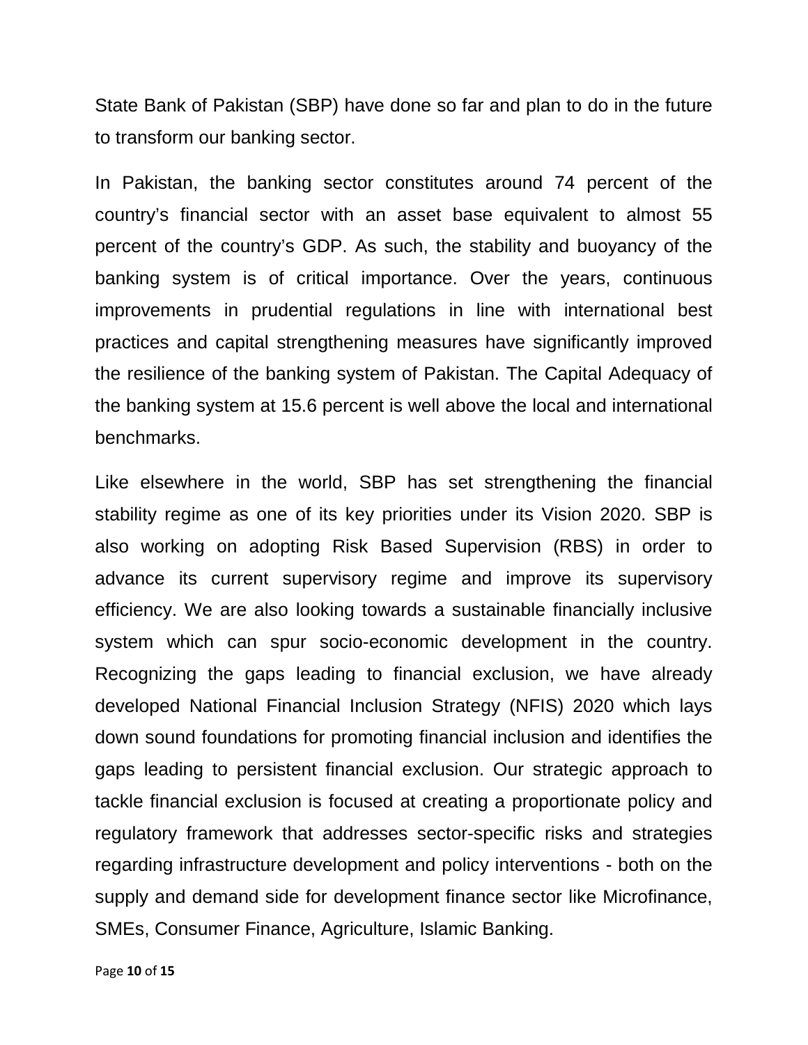State Bank of Pakistan (SBP) have done so far and plan to do in the future to transform our banking sector.

In Pakistan, the banking sector constitutes around 74 percent of the country's financial sector with an asset base equivalent to almost 55 percent of the country's GDP. As such, the stability and buoyancy of the banking system is of critical importance. Over the years, continuous improvements in prudential regulations in line with international best practices and capital strengthening measures have significantly improved the resilience of the banking system of Pakistan. The Capital Adequacy of the banking system at 15.6 percent is well above the local and international benchmarks.

Like elsewhere in the world, SBP has set strengthening the financial stability regime as one of its key priorities under its Vision 2020. SBP is also working on adopting Risk Based Supervision (RBS) in order to advance its current supervisory regime and improve its supervisory efficiency. We are also looking towards a sustainable financially inclusive system which can spur socio-economic development in the country. Recognizing the gaps leading to financial exclusion, we have already developed National Financial Inclusion Strategy (NFIS) 2020 which lays down sound foundations for promoting financial inclusion and identifies the gaps leading to persistent financial exclusion. Our strategic approach to tackle financial exclusion is focused at creating a proportionate policy and regulatory framework that addresses sector-specific risks and strategies regarding infrastructure development and policy interventions - both on the supply and demand side for development finance sector like Microfinance, SMEs, Consumer Finance, Agriculture, Islamic Banking.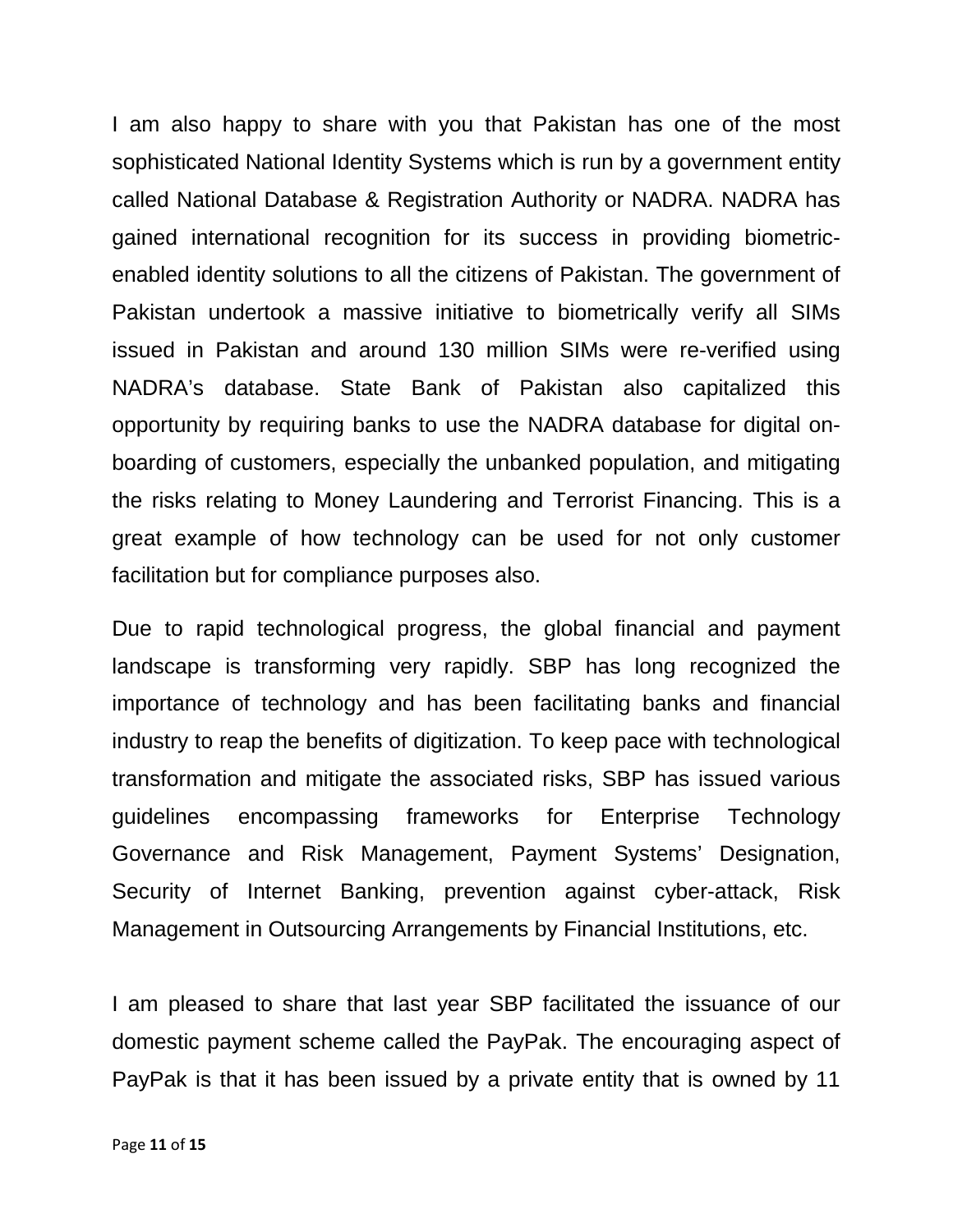I am also happy to share with you that Pakistan has one of the most sophisticated National Identity Systems which is run by a government entity called National Database & Registration Authority or NADRA. NADRA has gained international recognition for its success in providing biometric-enabled identity solutions to all the citizens of Pakistan. The government of Pakistan undertook a massive initiative to biometrically verify all SIMs issued in Pakistan and around 130 million SIMs were re-verified using NADRA's database. State Bank of Pakistan also capitalized this opportunity by requiring banks to use the NADRA database for digital on-boarding of customers, especially the unbanked population, and mitigating the risks relating to Money Laundering and Terrorist Financing. This is a great example of how technology can be used for not only customer facilitation but for compliance purposes also.

Due to rapid technological progress, the global financial and payment landscape is transforming very rapidly. SBP has long recognized the importance of technology and has been facilitating banks and financial industry to reap the benefits of digitization. To keep pace with technological transformation and mitigate the associated risks, SBP has issued various guidelines encompassing frameworks for Enterprise Technology Governance and Risk Management, Payment Systems' Designation, Security of Internet Banking, prevention against cyber-attack, Risk Management in Outsourcing Arrangements by Financial Institutions, etc.

I am pleased to share that last year SBP facilitated the issuance of our domestic payment scheme called the PayPak. The encouraging aspect of PayPak is that it has been issued by a private entity that is owned by 11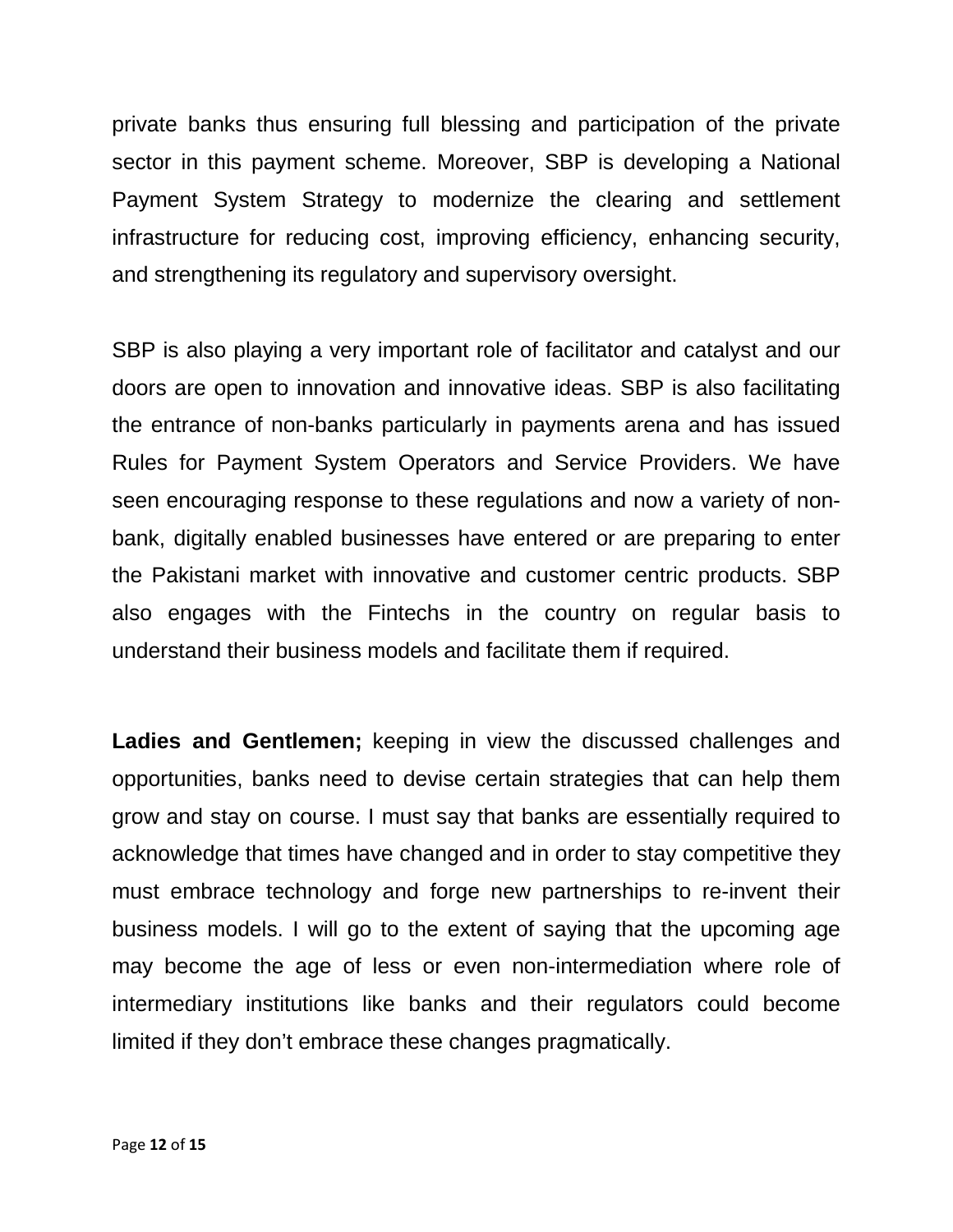private banks thus ensuring full blessing and participation of the private sector in this payment scheme. Moreover, SBP is developing a National Payment System Strategy to modernize the clearing and settlement infrastructure for reducing cost, improving efficiency, enhancing security, and strengthening its regulatory and supervisory oversight.

SBP is also playing a very important role of facilitator and catalyst and our doors are open to innovation and innovative ideas. SBP is also facilitating the entrance of non-banks particularly in payments arena and has issued Rules for Payment System Operators and Service Providers. We have seen encouraging response to these regulations and now a variety of non-bank, digitally enabled businesses have entered or are preparing to enter the Pakistani market with innovative and customer centric products. SBP also engages with the Fintechs in the country on regular basis to understand their business models and facilitate them if required.

**Ladies and Gentlemen;** keeping in view the discussed challenges and opportunities, banks need to devise certain strategies that can help them grow and stay on course. I must say that banks are essentially required to acknowledge that times have changed and in order to stay competitive they must embrace technology and forge new partnerships to re-invent their business models. I will go to the extent of saying that the upcoming age may become the age of less or even non-intermediation where role of intermediary institutions like banks and their regulators could become limited if they don't embrace these changes pragmatically.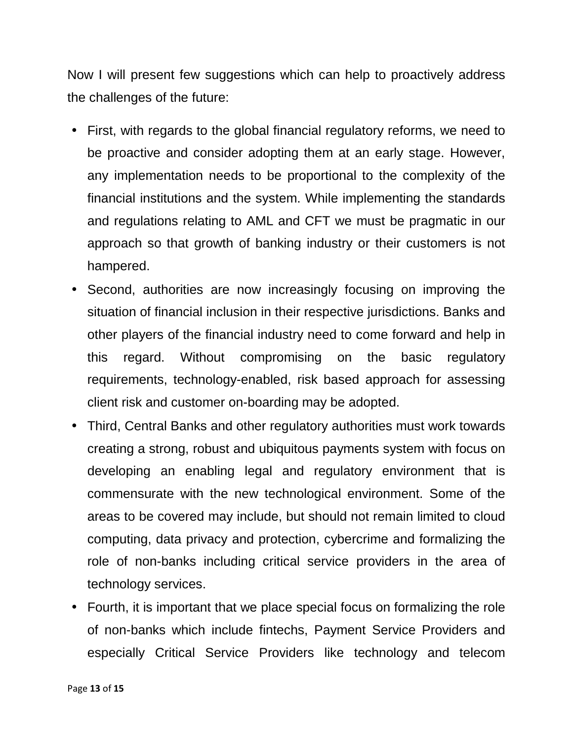Now I will present few suggestions which can help to proactively address the challenges of the future:

- First, with regards to the global financial regulatory reforms, we need to be proactive and consider adopting them at an early stage. However, any implementation needs to be proportional to the complexity of the financial institutions and the system. While implementing the standards and regulations relating to AML and CFT we must be pragmatic in our approach so that growth of banking industry or their customers is not hampered.
- Second, authorities are now increasingly focusing on improving the situation of financial inclusion in their respective jurisdictions. Banks and other players of the financial industry need to come forward and help in this regard. Without compromising on the basic regulatory requirements, technology-enabled, risk based approach for assessing client risk and customer on-boarding may be adopted.
- Third, Central Banks and other regulatory authorities must work towards creating a strong, robust and ubiquitous payments system with focus on developing an enabling legal and regulatory environment that is commensurate with the new technological environment. Some of the areas to be covered may include, but should not remain limited to cloud computing, data privacy and protection, cybercrime and formalizing the role of non-banks including critical service providers in the area of technology services.
- Fourth, it is important that we place special focus on formalizing the role of non-banks which include fintechs, Payment Service Providers and especially Critical Service Providers like technology and telecom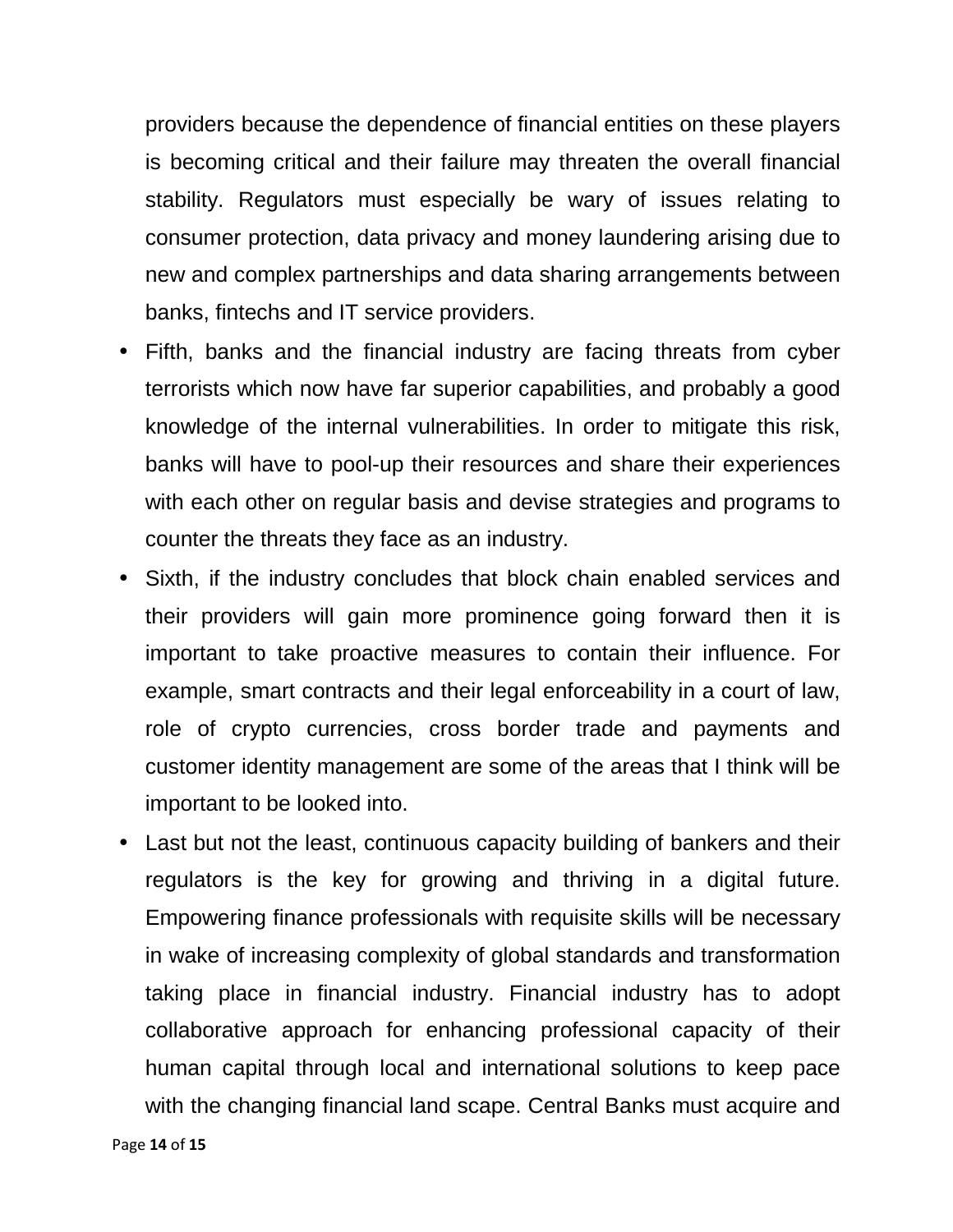providers because the dependence of financial entities on these players is becoming critical and their failure may threaten the overall financial stability. Regulators must especially be wary of issues relating to consumer protection, data privacy and money laundering arising due to new and complex partnerships and data sharing arrangements between banks, fintechs and IT service providers.

- Fifth, banks and the financial industry are facing threats from cyber terrorists which now have far superior capabilities, and probably a good knowledge of the internal vulnerabilities. In order to mitigate this risk, banks will have to pool-up their resources and share their experiences with each other on regular basis and devise strategies and programs to counter the threats they face as an industry.
- Sixth, if the industry concludes that block chain enabled services and their providers will gain more prominence going forward then it is important to take proactive measures to contain their influence. For example, smart contracts and their legal enforceability in a court of law, role of crypto currencies, cross border trade and payments and customer identity management are some of the areas that I think will be important to be looked into.
- Last but not the least, continuous capacity building of bankers and their regulators is the key for growing and thriving in a digital future. Empowering finance professionals with requisite skills will be necessary in wake of increasing complexity of global standards and transformation taking place in financial industry. Financial industry has to adopt collaborative approach for enhancing professional capacity of their human capital through local and international solutions to keep pace with the changing financial land scape. Central Banks must acquire and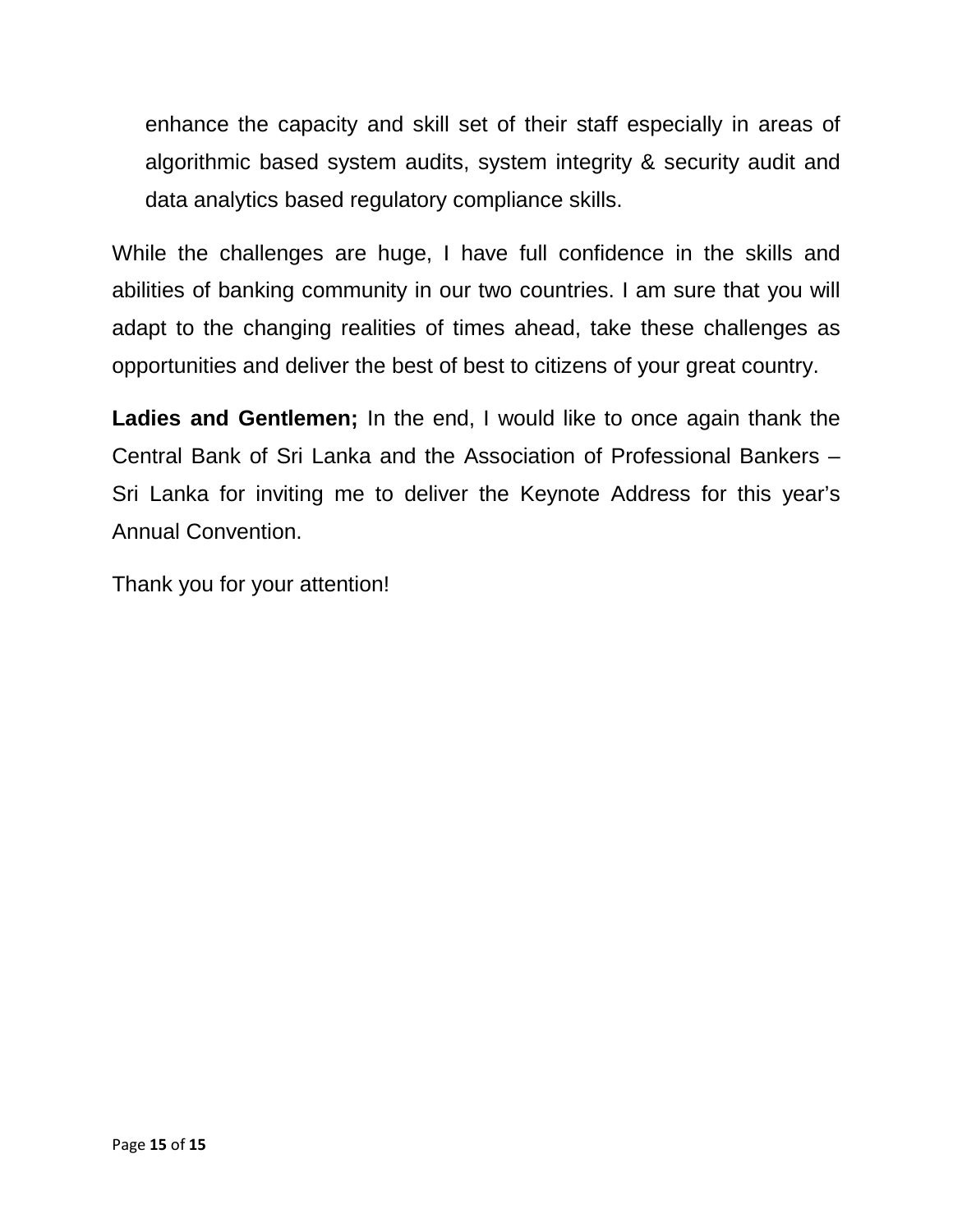enhance the capacity and skill set of their staff especially in areas of algorithmic based system audits, system integrity & security audit and data analytics based regulatory compliance skills.

While the challenges are huge, I have full confidence in the skills and abilities of banking community in our two countries. I am sure that you will adapt to the changing realities of times ahead, take these challenges as opportunities and deliver the best of best to citizens of your great country.

**Ladies and Gentlemen;** In the end, I would like to once again thank the Central Bank of Sri Lanka and the Association of Professional Bankers – Sri Lanka for inviting me to deliver the Keynote Address for this year's Annual Convention.

Thank you for your attention!